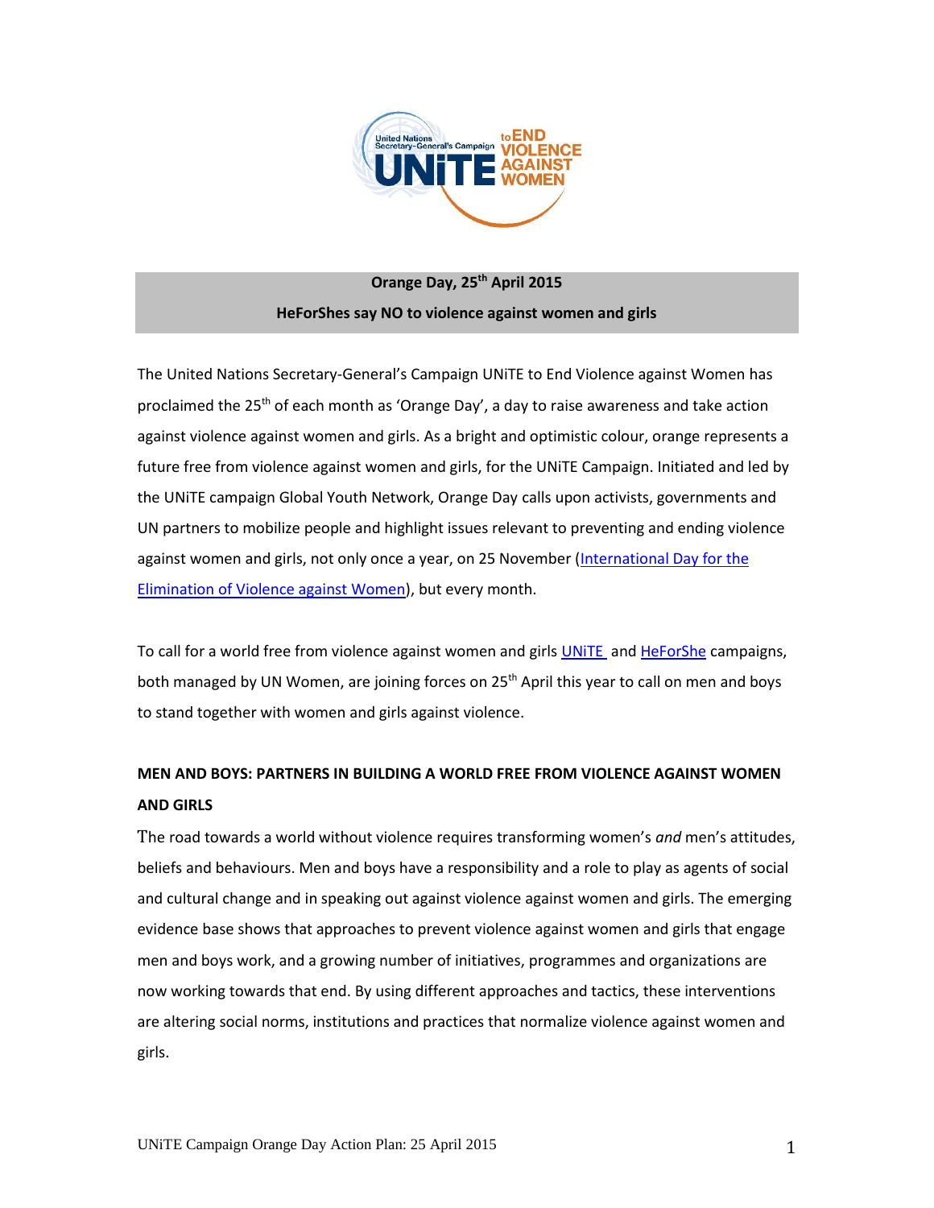**Orange Day, 25th April 2015**

**HeForShes say NO to violence against women and girls**

The United Nations Secretary-General's Campaign UNiTE to End Violence against Women has proclaimed the 25th of each month as 'Orange Day', a day to raise awareness and take action against violence against women and girls. As a bright and optimistic colour, orange represents a future free from violence against women and girls, for the UNiTE Campaign. Initiated and led by the UNiTE campaign Global Youth Network, Orange Day calls upon activists, governments and UN partners to mobilize people and highlight issues relevant to preventing and ending violence against women and girls, not only once a year, on 25 November (International Day for the Elimination of Violence against Women), but every month.

To call for a world free from violence against women and girls UNiTE and HeForShe campaigns, both managed by UN Women, are joining forces on 25th April this year to call on men and boys to stand together with women and girls against violence.

**MEN AND BOYS: PARTNERS IN BUILDING A WORLD FREE FROM VIOLENCE AGAINST WOMEN AND GIRLS**

The road towards a world without violence requires transforming women's *and* men's attitudes, beliefs and behaviours. Men and boys have a responsibility and a role to play as agents of social and cultural change and in speaking out against violence against women and girls. The emerging evidence base shows that approaches to prevent violence against women and girls that engage men and boys work, and a growing number of initiatives, programmes and organizations are now working towards that end. By using different approaches and tactics, these interventions are altering social norms, institutions and practices that normalize violence against women and girls.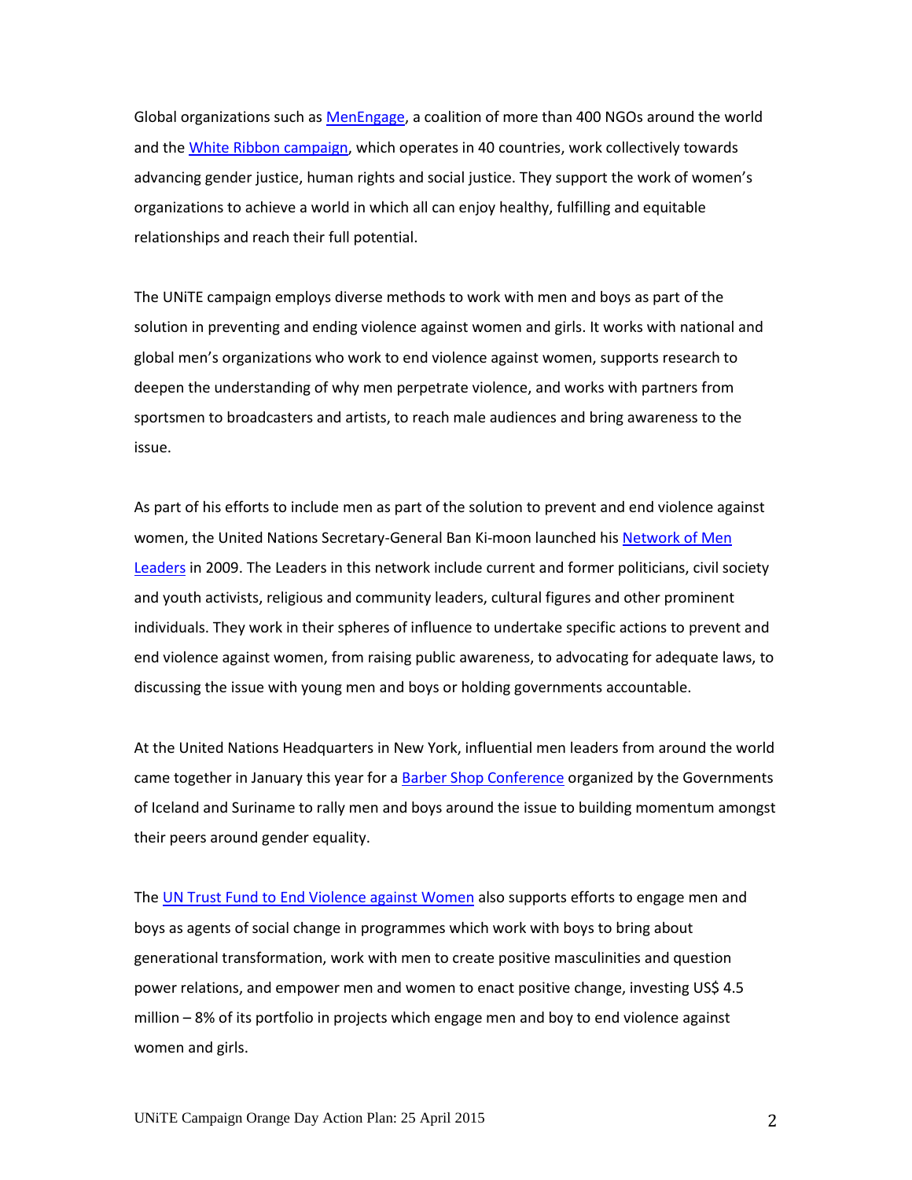Global organizations such as MenEngage, a coalition of more than 400 NGOs around the world and the White Ribbon campaign, which operates in 40 countries, work collectively towards advancing gender justice, human rights and social justice. They support the work of women's organizations to achieve a world in which all can enjoy healthy, fulfilling and equitable relationships and reach their full potential.

The UNiTE campaign employs diverse methods to work with men and boys as part of the solution in preventing and ending violence against women and girls. It works with national and global men's organizations who work to end violence against women, supports research to deepen the understanding of why men perpetrate violence, and works with partners from sportsmen to broadcasters and artists, to reach male audiences and bring awareness to the issue.

As part of his efforts to include men as part of the solution to prevent and end violence against women, the United Nations Secretary-General Ban Ki-moon launched his Network of Men Leaders in 2009. The Leaders in this network include current and former politicians, civil society and youth activists, religious and community leaders, cultural figures and other prominent individuals. They work in their spheres of influence to undertake specific actions to prevent and end violence against women, from raising public awareness, to advocating for adequate laws, to discussing the issue with young men and boys or holding governments accountable.

At the United Nations Headquarters in New York, influential men leaders from around the world came together in January this year for a Barber Shop Conference organized by the Governments of Iceland and Suriname to rally men and boys around the issue to building momentum amongst their peers around gender equality.

The UN Trust Fund to End Violence against Women also supports efforts to engage men and boys as agents of social change in programmes which work with boys to bring about generational transformation, work with men to create positive masculinities and question power relations, and empower men and women to enact positive change, investing US$ 4.5 million – 8% of its portfolio in projects which engage men and boy to end violence against women and girls.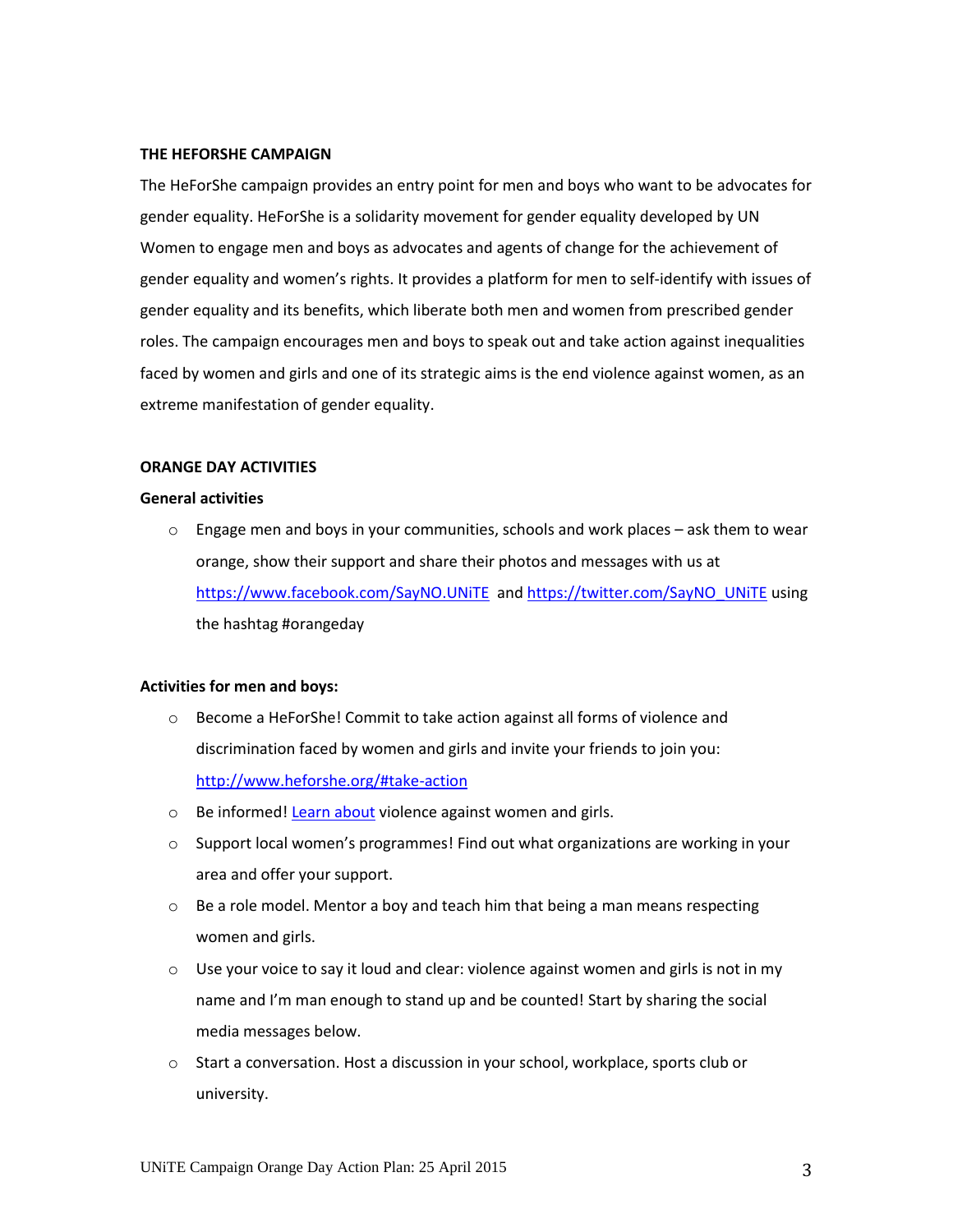**THE HEFORSHE CAMPAIGN**

The HeForShe campaign provides an entry point for men and boys who want to be advocates for gender equality. HeForShe is a solidarity movement for gender equality developed by UN Women to engage men and boys as advocates and agents of change for the achievement of gender equality and women's rights. It provides a platform for men to self-identify with issues of gender equality and its benefits, which liberate both men and women from prescribed gender roles. The campaign encourages men and boys to speak out and take action against inequalities faced by women and girls and one of its strategic aims is the end violence against women, as an extreme manifestation of gender equality.

**ORANGE DAY ACTIVITIES**

**General activities**

- Engage men and boys in your communities, schools and work places – ask them to wear orange, show their support and share their photos and messages with us at https://www.facebook.com/SayNO.UNiTE and https://twitter.com/SayNO_UNiTE using the hashtag #orangeday

**Activities for men and boys:**

- Become a HeForShe! Commit to take action against all forms of violence and discrimination faced by women and girls and invite your friends to join you: http://www.heforshe.org/#take-action
- Be informed! Learn about violence against women and girls.
- Support local women's programmes! Find out what organizations are working in your area and offer your support.
- Be a role model. Mentor a boy and teach him that being a man means respecting women and girls.
- Use your voice to say it loud and clear: violence against women and girls is not in my name and I'm man enough to stand up and be counted! Start by sharing the social media messages below.
- Start a conversation. Host a discussion in your school, workplace, sports club or university.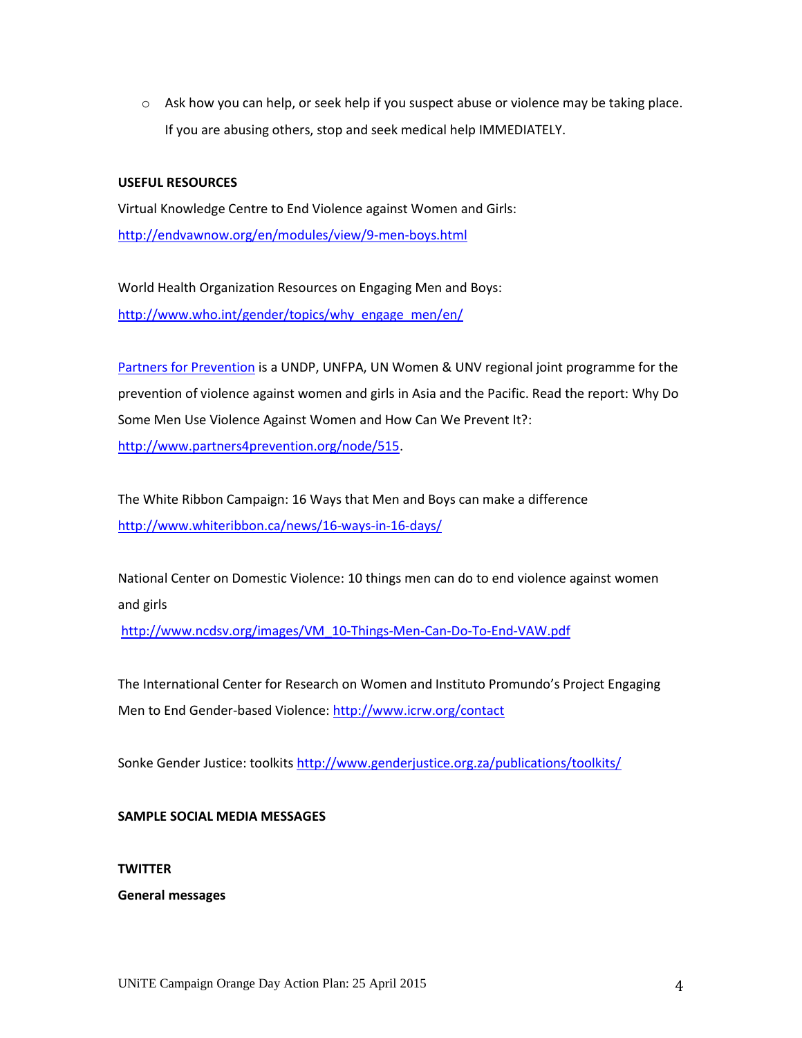- Ask how you can help, or seek help if you suspect abuse or violence may be taking place. If you are abusing others, stop and seek medical help IMMEDIATELY.

**USEFUL RESOURCES**

Virtual Knowledge Centre to End Violence against Women and Girls: http://endvawnow.org/en/modules/view/9-men-boys.html

World Health Organization Resources on Engaging Men and Boys: http://www.who.int/gender/topics/why_engage_men/en/

Partners for Prevention is a UNDP, UNFPA, UN Women & UNV regional joint programme for the prevention of violence against women and girls in Asia and the Pacific. Read the report: Why Do Some Men Use Violence Against Women and How Can We Prevent It?: http://www.partners4prevention.org/node/515.

The White Ribbon Campaign: 16 Ways that Men and Boys can make a difference http://www.whiteribbon.ca/news/16-ways-in-16-days/

National Center on Domestic Violence: 10 things men can do to end violence against women and girls http://www.ncdsv.org/images/VM_10-Things-Men-Can-Do-To-End-VAW.pdf

The International Center for Research on Women and Instituto Promundo's Project Engaging Men to End Gender-based Violence: http://www.icrw.org/contact

Sonke Gender Justice: toolkits http://www.genderjustice.org.za/publications/toolkits/

**SAMPLE SOCIAL MEDIA MESSAGES**

**TWITTER**

**General messages**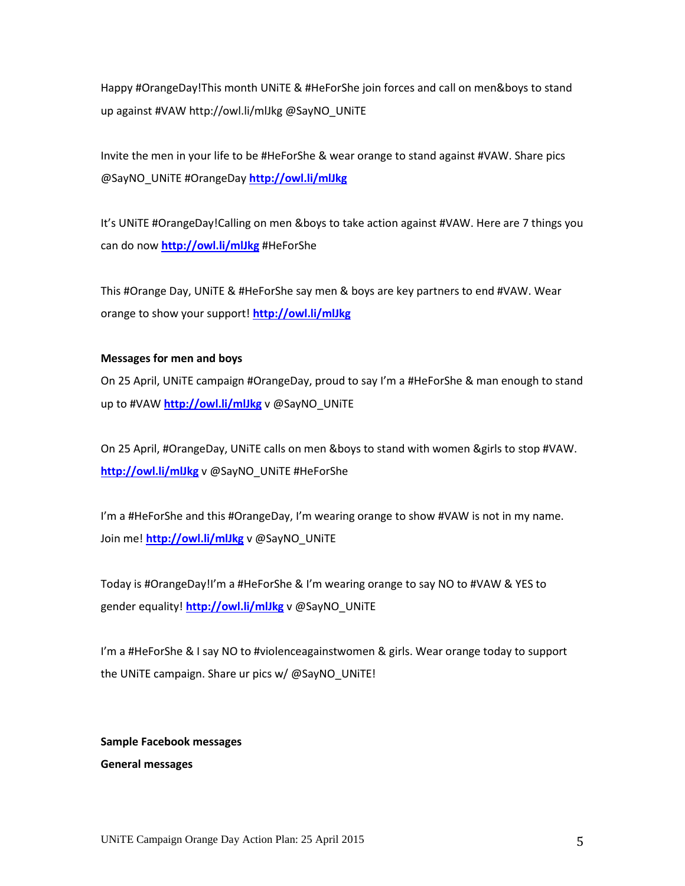Happy #OrangeDay!This month UNiTE & #HeForShe join forces and call on men&boys to stand up against #VAW http://owl.li/mlJkg @SayNO_UNiTE

Invite the men in your life to be #HeForShe & wear orange to stand against #VAW. Share pics @SayNO_UNiTE #OrangeDay **http://owl.li/mlJkg**

It's UNiTE #OrangeDay!Calling on men &boys to take action against #VAW. Here are 7 things you can do now **http://owl.li/mlJkg** #HeForShe

This #Orange Day, UNiTE & #HeForShe say men & boys are key partners to end #VAW. Wear orange to show your support! **http://owl.li/mlJkg**

**Messages for men and boys**

On 25 April, UNiTE campaign #OrangeDay, proud to say I'm a #HeForShe & man enough to stand up to #VAW **http://owl.li/mlJkg** v @SayNO_UNiTE

On 25 April, #OrangeDay, UNiTE calls on men &boys to stand with women &girls to stop #VAW. **http://owl.li/mlJkg** v @SayNO_UNiTE #HeForShe

I'm a #HeForShe and this #OrangeDay, I'm wearing orange to show #VAW is not in my name. Join me! **http://owl.li/mlJkg** v @SayNO_UNiTE

Today is #OrangeDay!I'm a #HeForShe & I'm wearing orange to say NO to #VAW & YES to gender equality! **http://owl.li/mlJkg** v @SayNO_UNiTE

I'm a #HeForShe & I say NO to #violenceagainstwomen & girls. Wear orange today to support the UNiTE campaign. Share ur pics w/ @SayNO_UNiTE!

**Sample Facebook messages**

**General messages**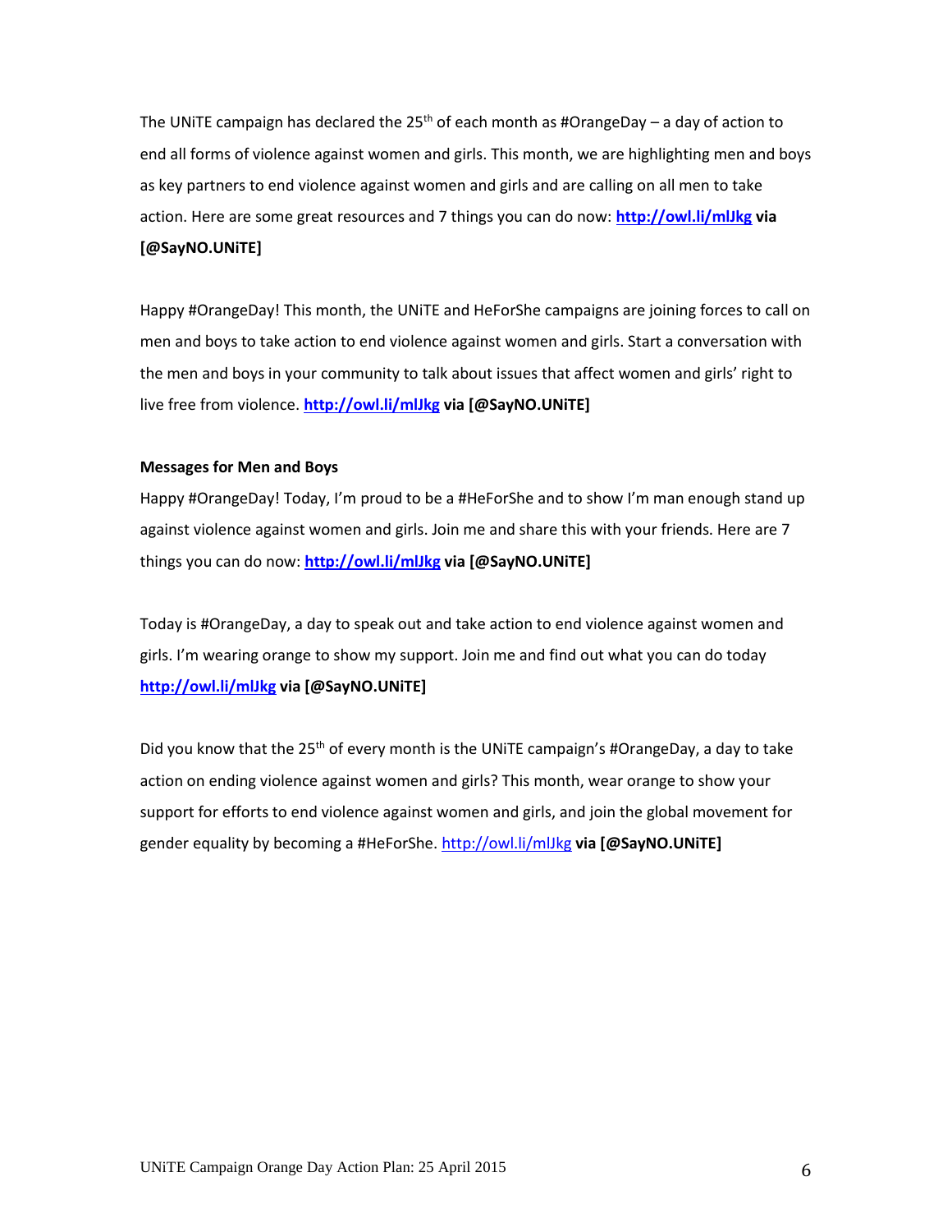The UNiTE campaign has declared the 25th of each month as #OrangeDay – a day of action to end all forms of violence against women and girls. This month, we are highlighting men and boys as key partners to end violence against women and girls and are calling on all men to take action. Here are some great resources and 7 things you can do now: **http://owl.li/mlJkg via [@SayNO.UNiTE]**

Happy #OrangeDay! This month, the UNiTE and HeForShe campaigns are joining forces to call on men and boys to take action to end violence against women and girls. Start a conversation with the men and boys in your community to talk about issues that affect women and girls' right to live free from violence. **http://owl.li/mlJkg via [@SayNO.UNiTE]**

**Messages for Men and Boys**

Happy #OrangeDay! Today, I'm proud to be a #HeForShe and to show I'm man enough stand up against violence against women and girls. Join me and share this with your friends. Here are 7 things you can do now: **http://owl.li/mlJkg via [@SayNO.UNiTE]**

Today is #OrangeDay, a day to speak out and take action to end violence against women and girls. I'm wearing orange to show my support. Join me and find out what you can do today **http://owl.li/mlJkg via [@SayNO.UNiTE]**

Did you know that the 25th of every month is the UNiTE campaign's #OrangeDay, a day to take action on ending violence against women and girls? This month, wear orange to show your support for efforts to end violence against women and girls, and join the global movement for gender equality by becoming a #HeForShe. http://owl.li/mlJkg **via [@SayNO.UNiTE]**